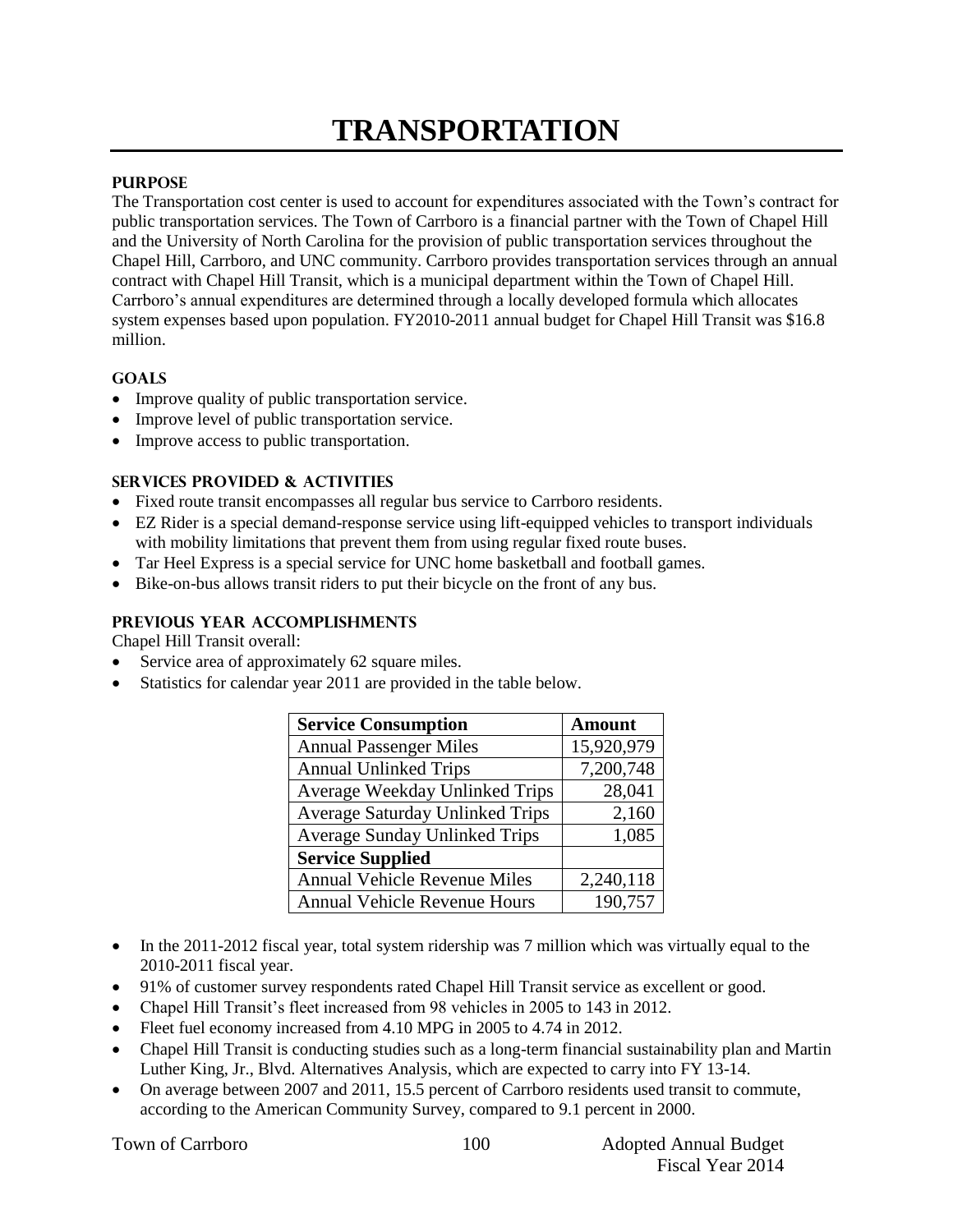# TRANSPORTATION

### PURPOSE

The Transportation cost center is used to account for expenditures associated with the Town's contract for public transportation services. The Town of Carrboro is a financial partner with the Town of Chapel Hill and the University of North Carolina for the provision of public transportation services throughout the Chapel Hill, Carrboro, and UNC community. Carrboro provides transportation services through an annual contract with Chapel Hill Transit, which is a municipal department within the Town of Chapel Hill. Carrboro's annual expenditures are determined through a locally developed formula which allocates system expenses based upon population. FY2010-2011 annual budget for Chapel Hill Transit was $16.8 million.

### GOALS

- Improve quality of public transportation service.
- Improve level of public transportation service.
- Improve access to public transportation.

### SERVICES PROVIDED & ACTIVITIES

- Fixed route transit encompasses all regular bus service to Carrboro residents.
- EZ Rider is a special demand-response service using lift-equipped vehicles to transport individuals with mobility limitations that prevent them from using regular fixed route buses.
- Tar Heel Express is a special service for UNC home basketball and football games.
- Bike-on-bus allows transit riders to put their bicycle on the front of any bus.

### PREVIOUS YEAR ACCOMPLISHMENTS

Chapel Hill Transit overall:

- Service area of approximately 62 square miles.
- Statistics for calendar year 2011 are provided in the table below.

| Service Consumption | Amount |
|---|---|
| Annual Passenger Miles | 15,920,979 |
| Annual Unlinked Trips | 7,200,748 |
| Average Weekday Unlinked Trips | 28,041 |
| Average Saturday Unlinked Trips | 2,160 |
| Average Sunday Unlinked Trips | 1,085 |
| **Service Supplied** | |
| Annual Vehicle Revenue Miles | 2,240,118 |
| Annual Vehicle Revenue Hours | 190,757 |

- In the 2011-2012 fiscal year, total system ridership was 7 million which was virtually equal to the 2010-2011 fiscal year.
- 91% of customer survey respondents rated Chapel Hill Transit service as excellent or good.
- Chapel Hill Transit's fleet increased from 98 vehicles in 2005 to 143 in 2012.
- Fleet fuel economy increased from 4.10 MPG in 2005 to 4.74 in 2012.
- Chapel Hill Transit is conducting studies such as a long-term financial sustainability plan and Martin Luther King, Jr., Blvd. Alternatives Analysis, which are expected to carry into FY 13-14.
- On average between 2007 and 2011, 15.5 percent of Carrboro residents used transit to commute, according to the American Community Survey, compared to 9.1 percent in 2000.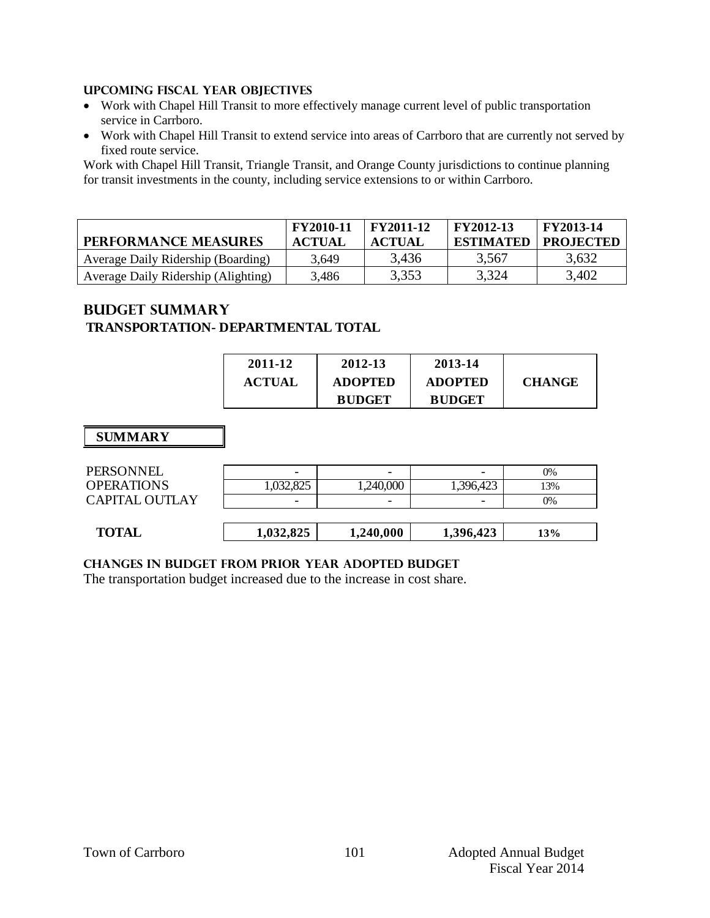**UPCOMING FISCAL YEAR OBJECTIVES**

- Work with Chapel Hill Transit to more effectively manage current level of public transportation service in Carrboro.
- Work with Chapel Hill Transit to extend service into areas of Carrboro that are currently not served by fixed route service.

Work with Chapel Hill Transit, Triangle Transit, and Orange County jurisdictions to continue planning for transit investments in the county, including service extensions to or within Carrboro.

| PERFORMANCE MEASURES | FY2010-11 ACTUAL | FY2011-12 ACTUAL | FY2012-13 ESTIMATED | FY2013-14 PROJECTED |
|---|---|---|---|---|
| Average Daily Ridership (Boarding) | 3,649 | 3,436 | 3,567 | 3,632 |
| Average Daily Ridership (Alighting) | 3,486 | 3,353 | 3,324 | 3,402 |

## BUDGET SUMMARY

### TRANSPORTATION- DEPARTMENTAL TOTAL

| | 2011-12 ACTUAL | 2012-13 ADOPTED BUDGET | 2013-14 ADOPTED BUDGET | CHANGE |
|---|---|---|---|---|
| **SUMMARY** | | | | |
| PERSONNEL | - | - | - | 0% |
| OPERATIONS | 1,032,825 | 1,240,000 | 1,396,423 | 13% |
| CAPITAL OUTLAY | - | - | - | 0% |
| **TOTAL** | **1,032,825** | **1,240,000** | **1,396,423** | **13%** |

**CHANGES IN BUDGET FROM PRIOR YEAR ADOPTED BUDGET**

The transportation budget increased due to the increase in cost share.